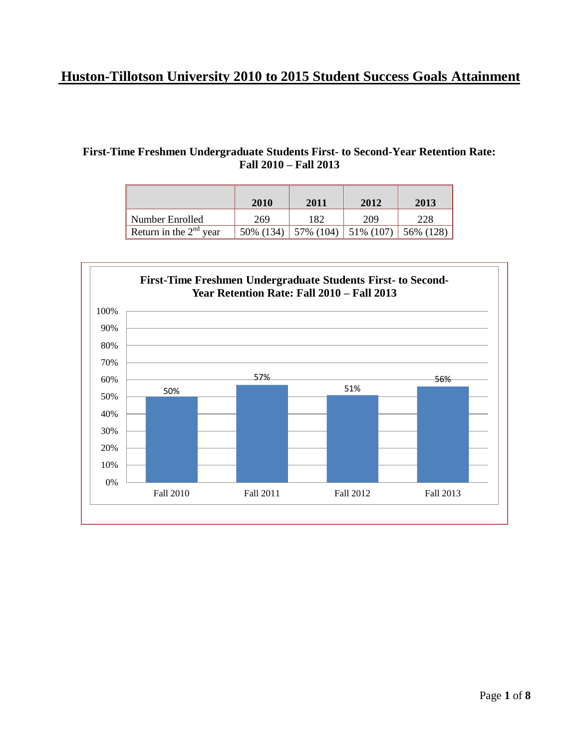# Huston-Tillotson University 2010 to 2015 Student Success Goals Attainment

### First-Time Freshmen Undergraduate Students First- to Second-Year Retention Rate: Fall 2010 – Fall 2013

| | 2010 | 2011 | 2012 | 2013 |
|---|---|---|---|---|
| Number Enrolled | 269 | 182 | 209 | 228 |
| Return in the 2nd year | 50% (134) | 57% (104) | 51% (107) | 56% (128) |

**First-Time Freshmen Undergraduate Students First- to Second-Year Retention Rate: Fall 2010 – Fall 2013**

| | Fall 2010 | Fall 2011 | Fall 2012 | Fall 2013 |
|---|---|---|---|---|
| Retention Rate | 50% | 57% | 51% | 56% |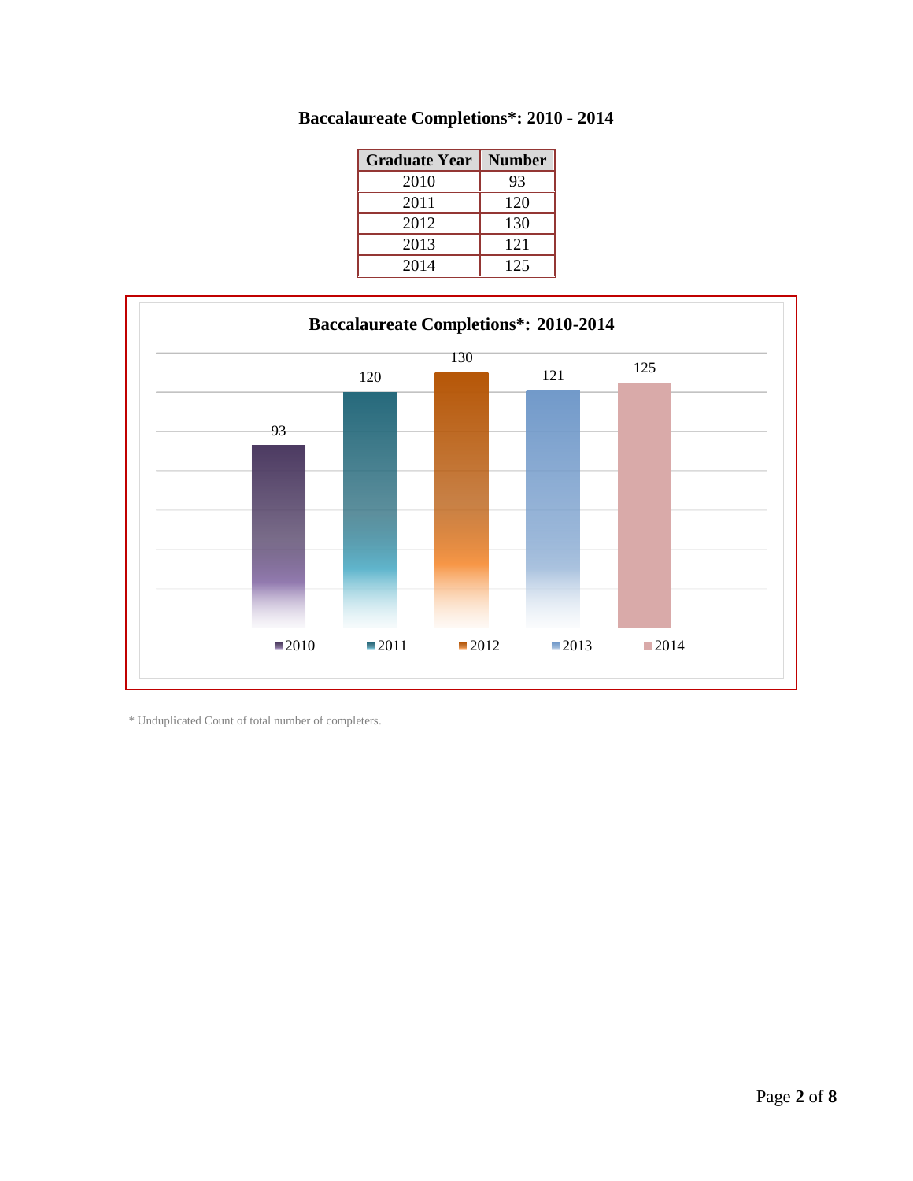**Baccalaureate Completions*: 2010 - 2014**

| Graduate Year | Number |
|---|---|
| 2010 | 93 |
| 2011 | 120 |
| 2012 | 130 |
| 2013 | 121 |
| 2014 | 125 |

**Baccalaureate Completions*: 2010-2014**

| Year | Number |
|---|---|
| 2010 | 93 |
| 2011 | 120 |
| 2012 | 130 |
| 2013 | 121 |
| 2014 | 125 |

* Unduplicated Count of total number of completers.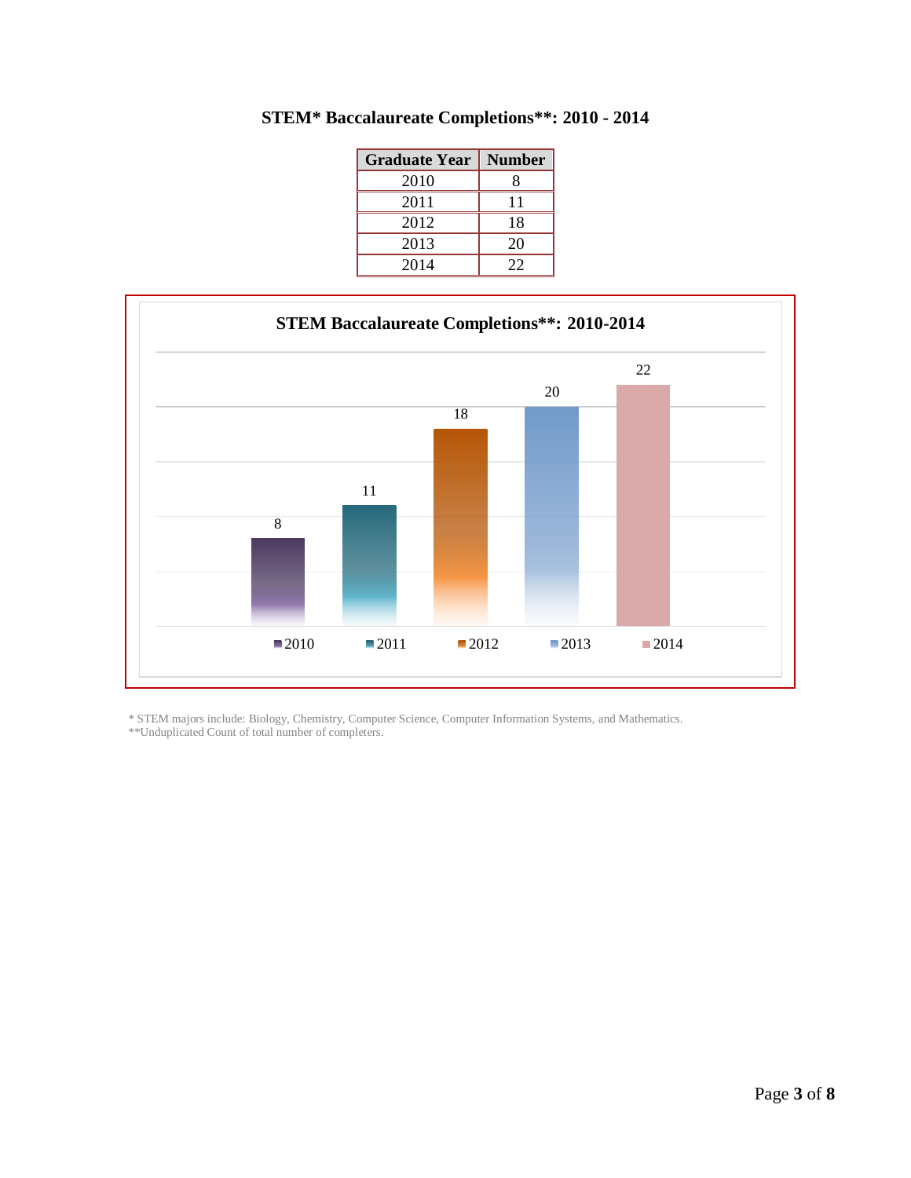## STEM* Baccalaureate Completions**: 2010 - 2014

| Graduate Year | Number |
|---|---|
| 2010 | 8 |
| 2011 | 11 |
| 2012 | 18 |
| 2013 | 20 |
| 2014 | 22 |

**STEM Baccalaureate Completions**: 2010-2014**

| Year | Number |
|---|---|
| 2010 | 8 |
| 2011 | 11 |
| 2012 | 18 |
| 2013 | 20 |
| 2014 | 22 |

* STEM majors include: Biology, Chemistry, Computer Science, Computer Information Systems, and Mathematics.
**Unduplicated Count of total number of completers.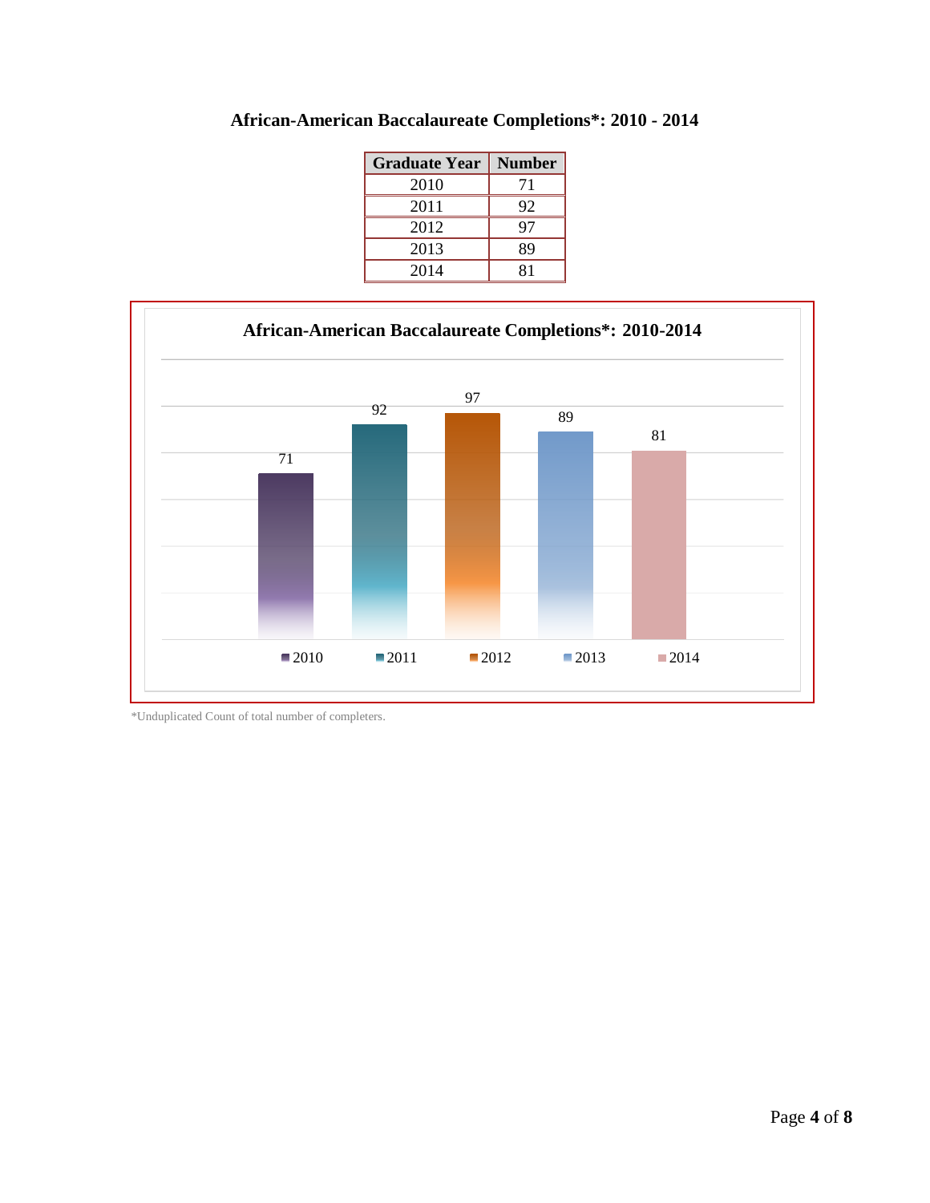## African-American Baccalaureate Completions*: 2010 - 2014

| Graduate Year | Number |
|---|---|
| 2010 | 71 |
| 2011 | 92 |
| 2012 | 97 |
| 2013 | 89 |
| 2014 | 81 |

**African-American Baccalaureate Completions*: 2010-2014**

| | 2010 | 2011 | 2012 | 2013 | 2014 |
|---|---|---|---|---|---|
| Number | 71 | 92 | 97 | 89 | 81 |

*Unduplicated Count of total number of completers.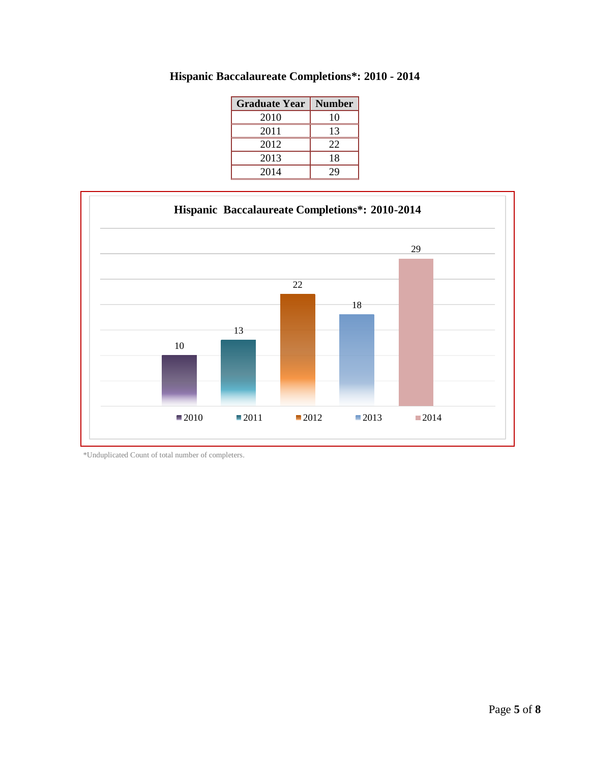# Hispanic Baccalaureate Completions*: 2010 - 2014

| Graduate Year | Number |
|---|---|
| 2010 | 10 |
| 2011 | 13 |
| 2012 | 22 |
| 2013 | 18 |
| 2014 | 29 |

**Hispanic Baccalaureate Completions*: 2010-2014**

| 2010 | 2011 | 2012 | 2013 | 2014 |
|---|---|---|---|---|
| 10 | 13 | 22 | 18 | 29 |

*Unduplicated Count of total number of completers.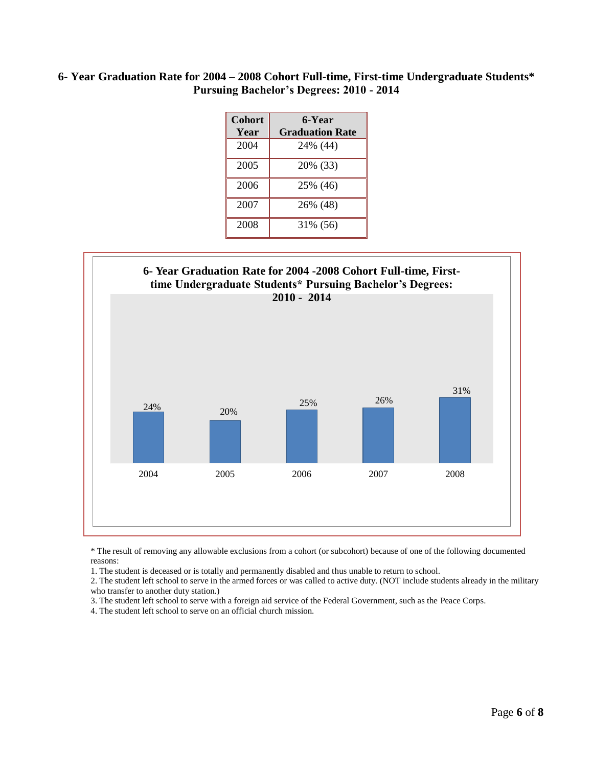## 6- Year Graduation Rate for 2004 – 2008 Cohort Full-time, First-time Undergraduate Students* Pursuing Bachelor's Degrees: 2010 - 2014

| Cohort Year | 6-Year Graduation Rate |
|---|---|
| 2004 | 24% (44) |
| 2005 | 20% (33) |
| 2006 | 25% (46) |
| 2007 | 26% (48) |
| 2008 | 31% (56) |

**6- Year Graduation Rate for 2004 -2008 Cohort Full-time, First-time Undergraduate Students* Pursuing Bachelor's Degrees: 2010 - 2014**

| 2004 | 2005 | 2006 | 2007 | 2008 |
|---|---|---|---|---|
| 24% | 20% | 25% | 26% | 31% |

* The result of removing any allowable exclusions from a cohort (or subcohort) because of one of the following documented reasons:

1. The student is deceased or is totally and permanently disabled and thus unable to return to school.
2. The student left school to serve in the armed forces or was called to active duty. (NOT include students already in the military who transfer to another duty station.)
3. The student left school to serve with a foreign aid service of the Federal Government, such as the Peace Corps.
4. The student left school to serve on an official church mission.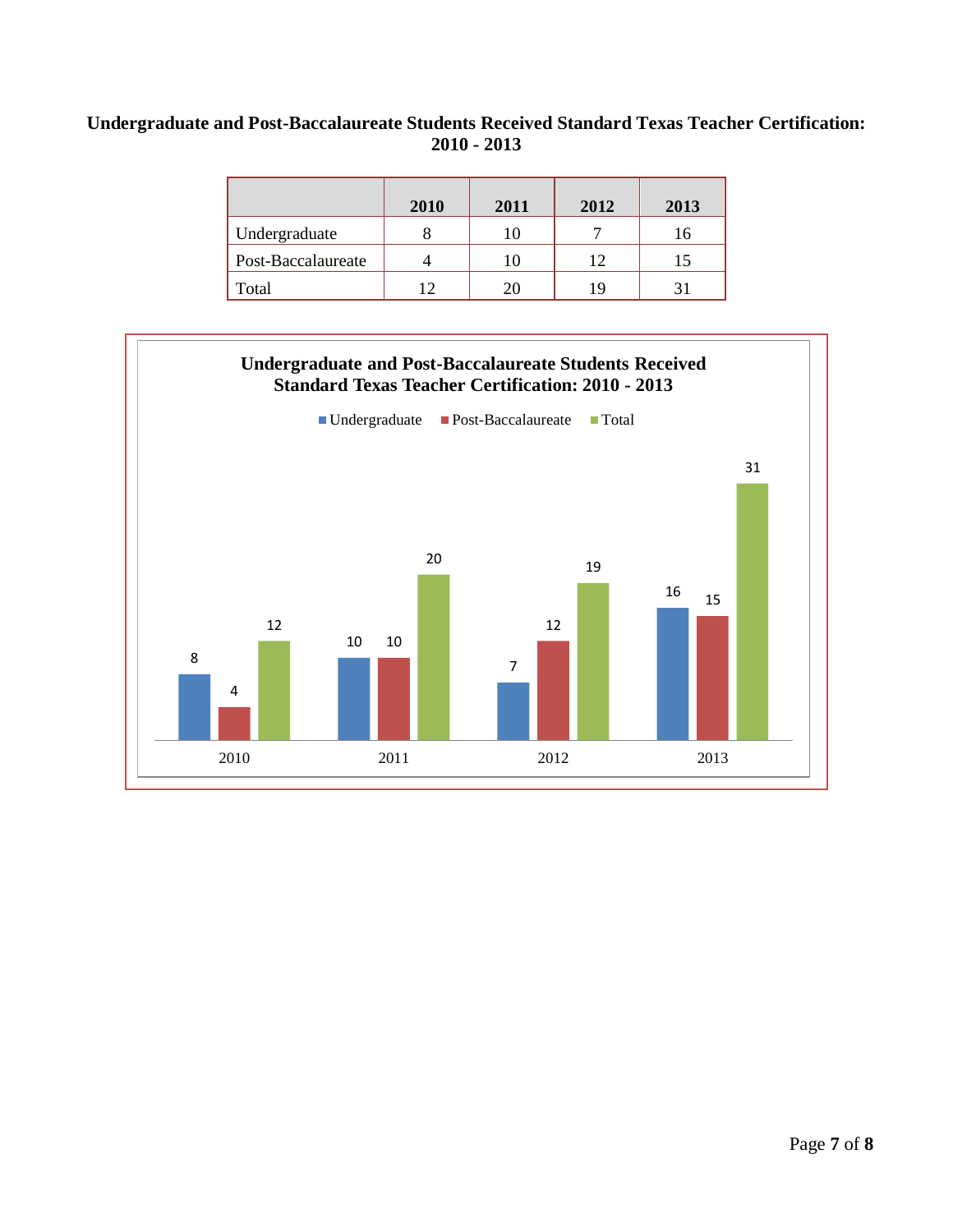**Undergraduate and Post-Baccalaureate Students Received Standard Texas Teacher Certification: 2010 - 2013**

| | 2010 | 2011 | 2012 | 2013 |
|---|---|---|---|---|
| Undergraduate | 8 | 10 | 7 | 16 |
| Post-Baccalaureate | 4 | 10 | 12 | 15 |
| Total | 12 | 20 | 19 | 31 |

**Undergraduate and Post-Baccalaureate Students Received Standard Texas Teacher Certification: 2010 - 2013**

| | Undergraduate | Post-Baccalaureate | Total |
|---|---|---|---|
| 2010 | 8 | 4 | 12 |
| 2011 | 10 | 10 | 20 |
| 2012 | 7 | 12 | 19 |
| 2013 | 16 | 15 | 31 |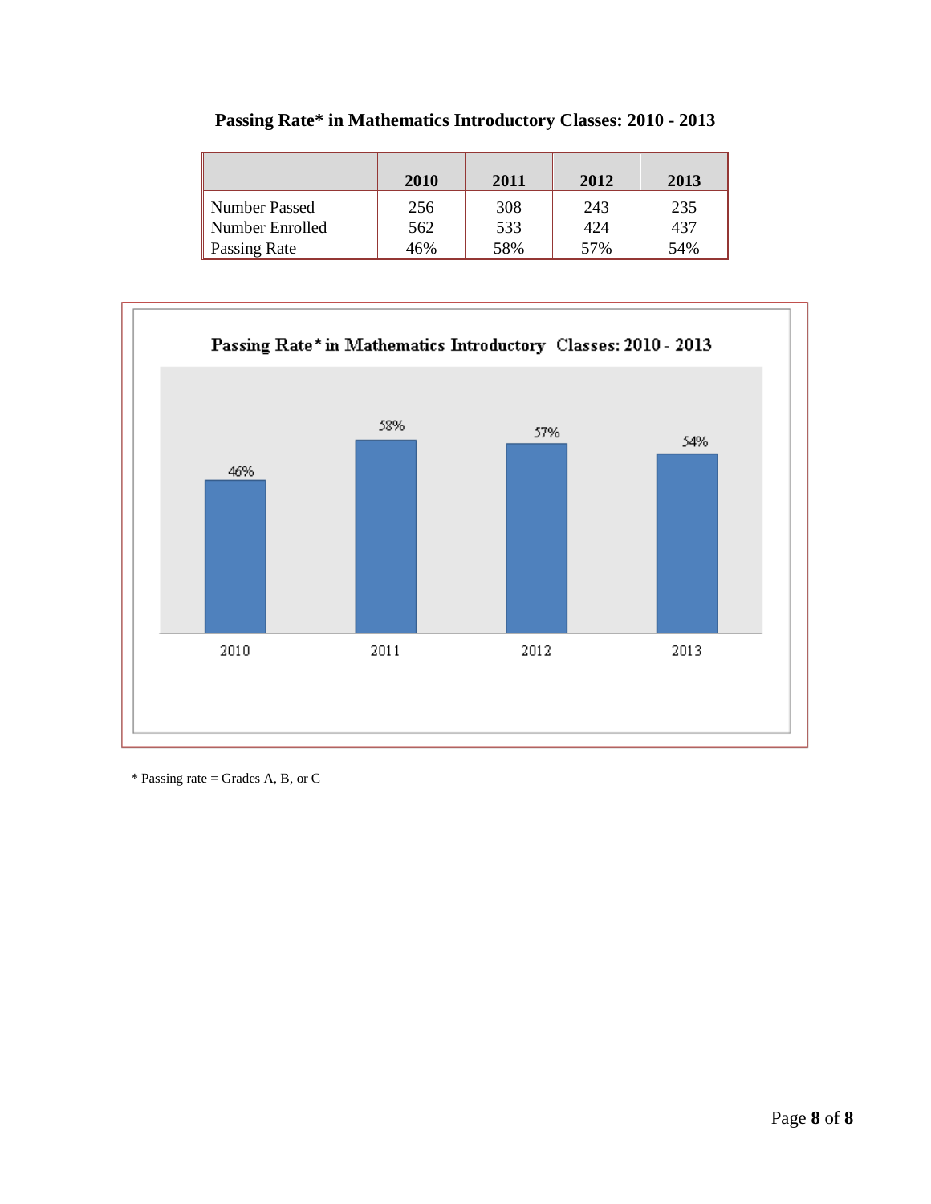**Passing Rate* in Mathematics Introductory Classes: 2010 - 2013**

| | 2010 | 2011 | 2012 | 2013 |
|---|---|---|---|---|
| Number Passed | 256 | 308 | 243 | 235 |
| Number Enrolled | 562 | 533 | 424 | 437 |
| Passing Rate | 46% | 58% | 57% | 54% |

Passing Rate* in Mathematics Introductory Classes: 2010 - 2013

46%
58%
57%
54%

2010
2011
2012
2013

* Passing rate = Grades A, B, or C